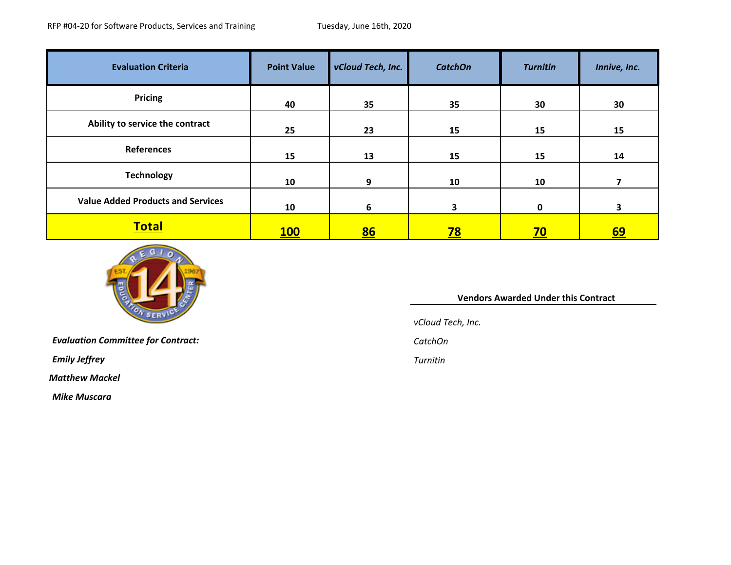RFP #04-20 for Software Products, Services and Training    Tuesday, June 16th, 2020

| Evaluation Criteria | Point Value | *vCloud Tech, Inc.* | *CatchOn* | *Turnitin* | *Innive, Inc.* |
|---|---|---|---|---|---|
| **Pricing** | **40** | **35** | **35** | **30** | **30** |
| **Ability to service the contract** | **25** | **23** | **15** | **15** | **15** |
| **References** | **15** | **13** | **15** | **15** | **14** |
| **Technology** | **10** | **9** | **10** | **10** | **7** |
| **Value Added Products and Services** | **10** | **6** | **3** | **0** | **3** |
| **Total** | **100** | **86** | **78** | **70** | **69** |

***Evaluation Committee for Contract:***

***Emily Jeffrey***

***Matthew Mackel***

***Mike Muscara***

**Vendors Awarded Under this Contract**

*vCloud Tech, Inc.*

*CatchOn*

*Turnitin*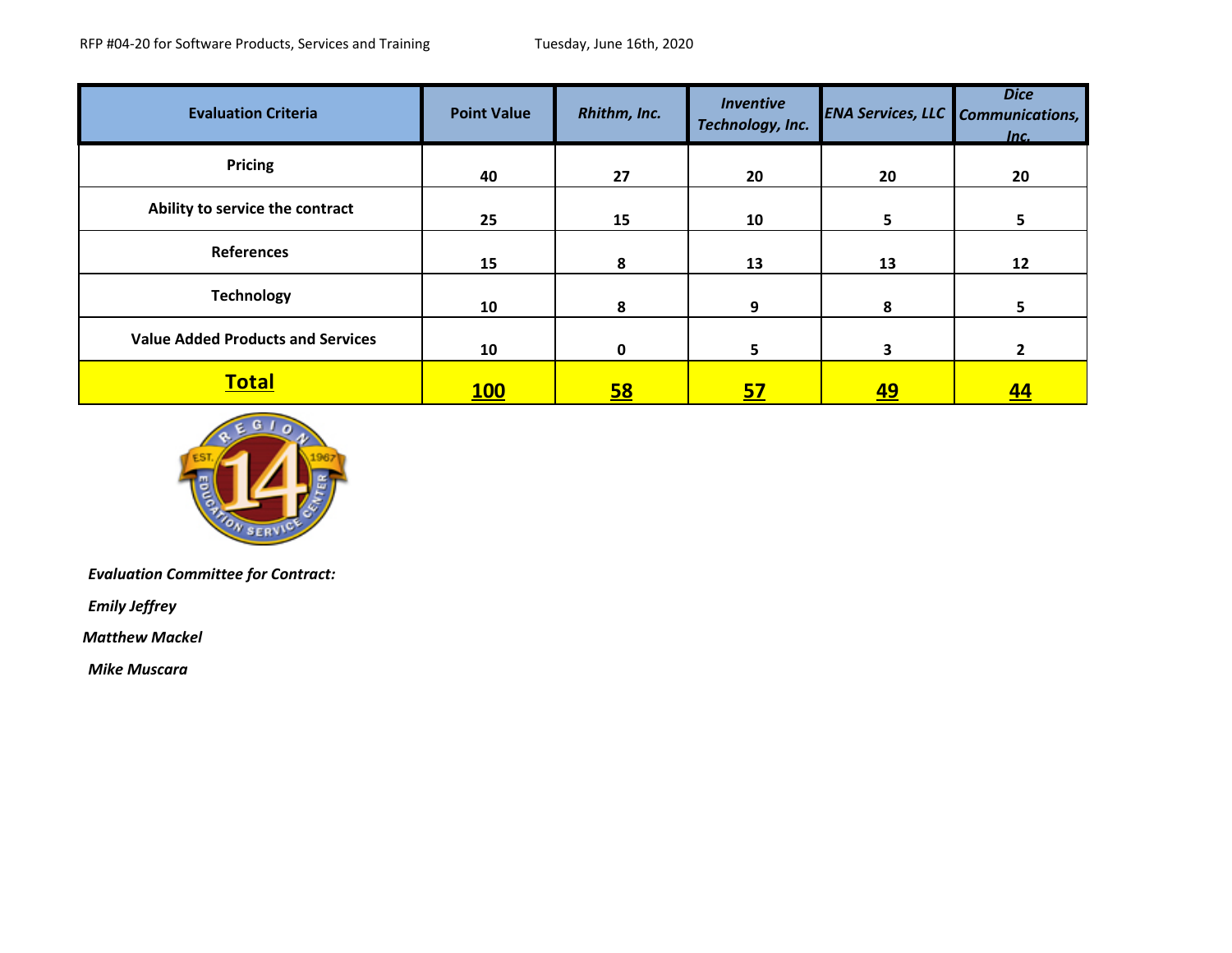RFP #04-20 for Software Products, Services and Training &nbsp;&nbsp;&nbsp;&nbsp; Tuesday, June 16th, 2020

| Evaluation Criteria | Point Value | *Rhithm, Inc.* | *Inventive Technology, Inc.* | *ENA Services, LLC* | *Dice Communications, Inc.* |
|---|---|---|---|---|---|
| **Pricing** | 40 | 27 | 20 | 20 | 20 |
| **Ability to service the contract** | 25 | 15 | 10 | 5 | 5 |
| **References** | 15 | 8 | 13 | 13 | 12 |
| **Technology** | 10 | 8 | 9 | 8 | 5 |
| **Value Added Products and Services** | 10 | 0 | 5 | 3 | 2 |
| **Total** | **100** | **58** | **57** | **49** | **44** |

***Evaluation Committee for Contract:***

***Emily Jeffrey***

***Matthew Mackel***

***Mike Muscara***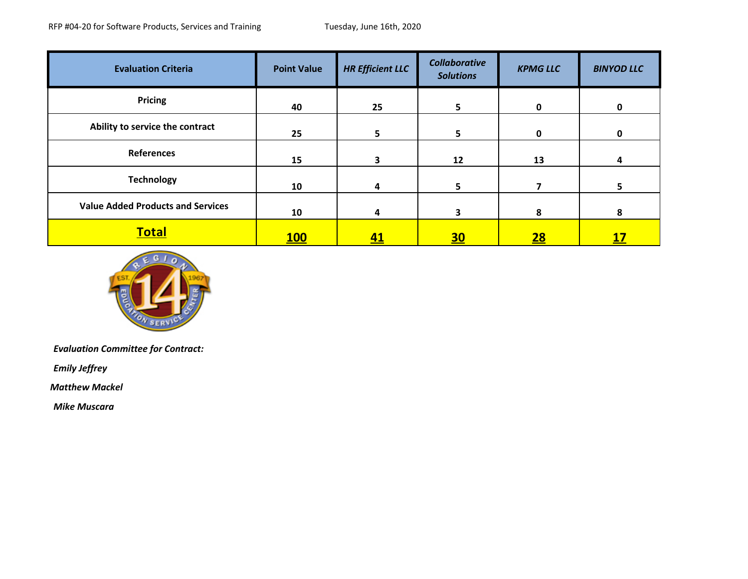RFP #04-20 for Software Products, Services and Training Tuesday, June 16th, 2020

| Evaluation Criteria | Point Value | *HR Efficient LLC* | *Collaborative Solutions* | *KPMG LLC* | *BINYOD LLC* |
|---|---|---|---|---|---|
| Pricing | 40 | 25 | 5 | 0 | 0 |
| Ability to service the contract | 25 | 5 | 5 | 0 | 0 |
| References | 15 | 3 | 12 | 13 | 4 |
| Technology | 10 | 4 | 5 | 7 | 5 |
| Value Added Products and Services | 10 | 4 | 3 | 8 | 8 |
| **Total** | **100** | **41** | **30** | **28** | **17** |

*Evaluation Committee for Contract:*

*Emily Jeffrey*

*Matthew Mackel*

*Mike Muscara*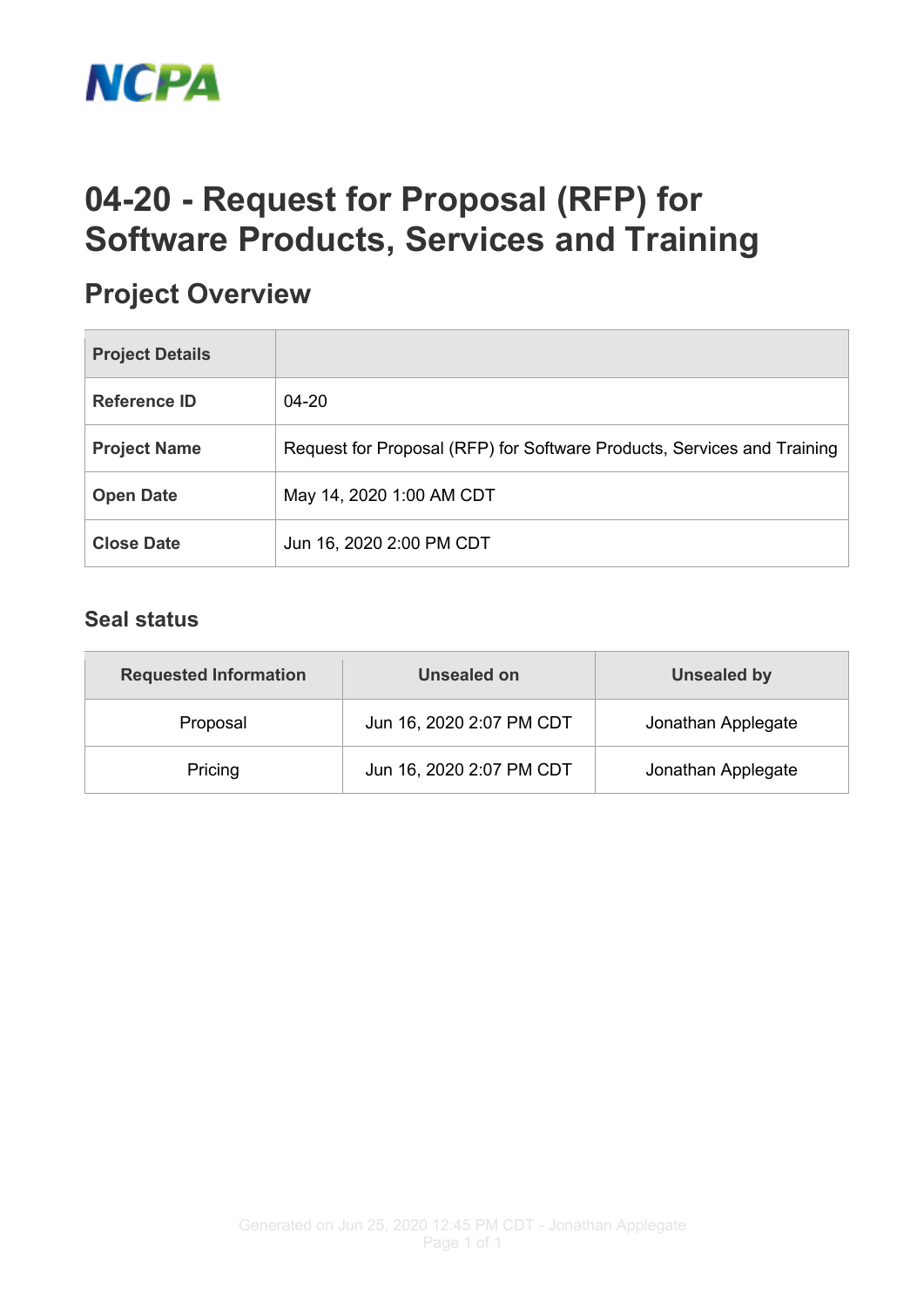NCPA

# 04-20 - Request for Proposal (RFP) for Software Products, Services and Training

## Project Overview

| Project Details | |
|---|---|
| Reference ID | 04-20 |
| Project Name | Request for Proposal (RFP) for Software Products, Services and Training |
| Open Date | May 14, 2020 1:00 AM CDT |
| Close Date | Jun 16, 2020 2:00 PM CDT |

### Seal status

| Requested Information | Unsealed on | Unsealed by |
|---|---|---|
| Proposal | Jun 16, 2020 2:07 PM CDT | Jonathan Applegate |
| Pricing | Jun 16, 2020 2:07 PM CDT | Jonathan Applegate |

Generated on Jun 25, 2020 12:45 PM CDT - Jonathan Applegate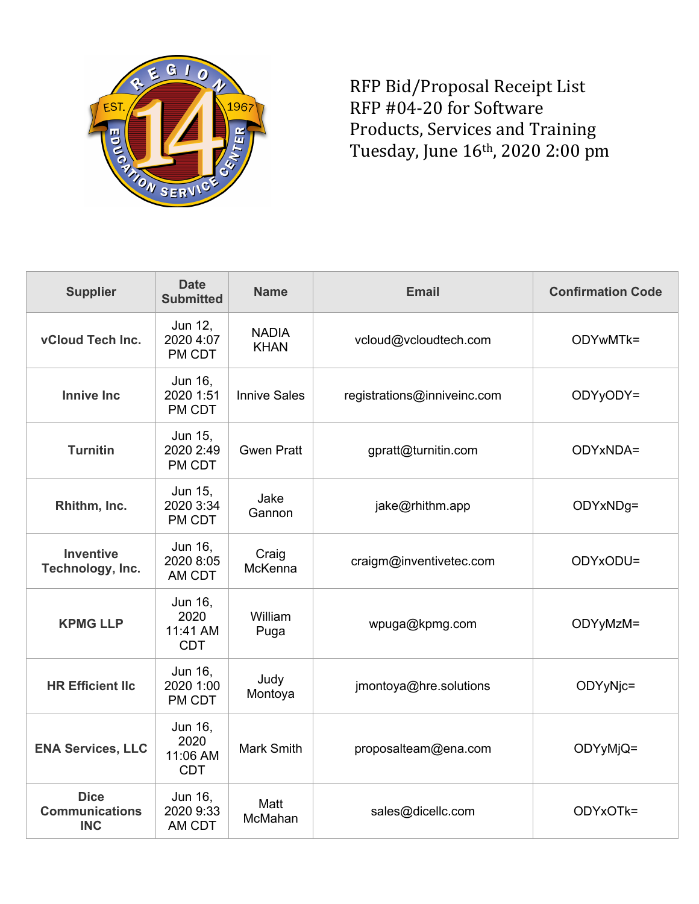RFP Bid/Proposal Receipt List
RFP #04-20 for Software Products, Services and Training
Tuesday, June 16th, 2020 2:00 pm

| Supplier | Date Submitted | Name | Email | Confirmation Code |
|---|---|---|---|---|
| **vCloud Tech Inc.** | Jun 12, 2020 4:07 PM CDT | NADIA KHAN | vcloud@vcloudtech.com | ODYwMTk= |
| **Innive Inc** | Jun 16, 2020 1:51 PM CDT | Innive Sales | registrations@inniveinc.com | ODYyODY= |
| **Turnitin** | Jun 15, 2020 2:49 PM CDT | Gwen Pratt | gpratt@turnitin.com | ODYxNDA= |
| **Rhithm, Inc.** | Jun 15, 2020 3:34 PM CDT | Jake Gannon | jake@rhithm.app | ODYxNDg= |
| **Inventive Technology, Inc.** | Jun 16, 2020 8:05 AM CDT | Craig McKenna | craigm@inventivetec.com | ODYxODU= |
| **KPMG LLP** | Jun 16, 2020 11:41 AM CDT | William Puga | wpuga@kpmg.com | ODYyMzM= |
| **HR Efficient llc** | Jun 16, 2020 1:00 PM CDT | Judy Montoya | jmontoya@hre.solutions | ODYyNjc= |
| **ENA Services, LLC** | Jun 16, 2020 11:06 AM CDT | Mark Smith | proposalteam@ena.com | ODYyMjQ= |
| **Dice Communications INC** | Jun 16, 2020 9:33 AM CDT | Matt McMahan | sales@dicellc.com | ODYxOTk= |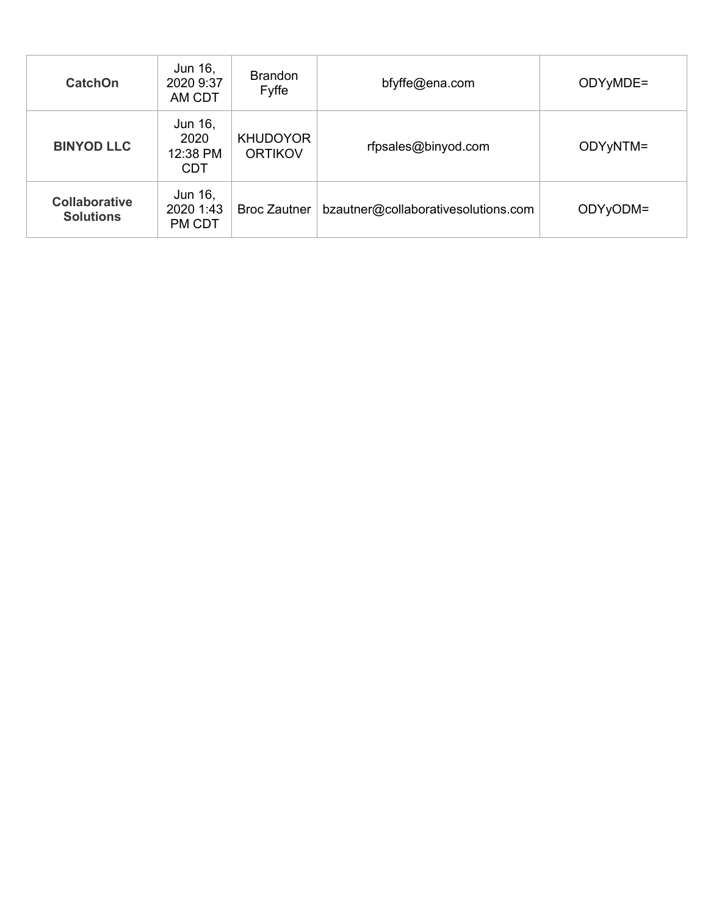| | | | | |
|---|---|---|---|---|
| **CatchOn** | Jun 16, 2020 9:37 AM CDT | Brandon Fyffe | bfyffe@ena.com | ODYyMDE= |
| **BINYOD LLC** | Jun 16, 2020 12:38 PM CDT | KHUDOYOR ORTIKOV | rfpsales@binyod.com | ODYyNTM= |
| **Collaborative Solutions** | Jun 16, 2020 1:43 PM CDT | Broc Zautner | bzautner@collaborativesolutions.com | ODYyODM= |